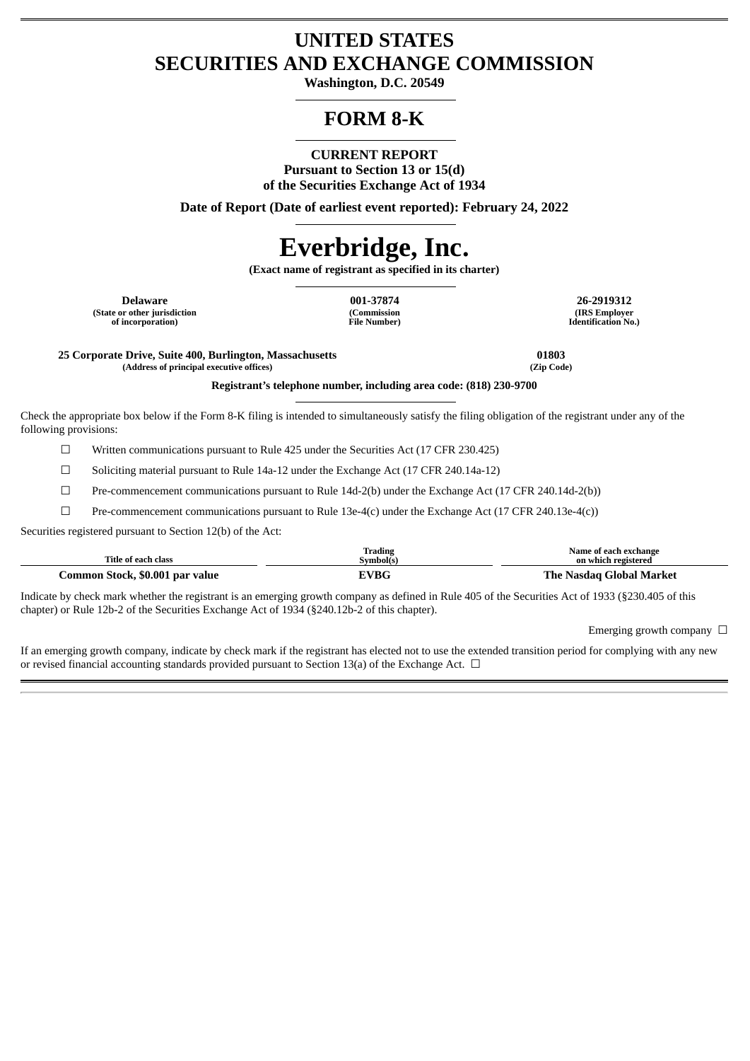# UNITED STATES
# SECURITIES AND EXCHANGE COMMISSION

**Washington, D.C. 20549**

# FORM 8-K

**CURRENT REPORT**
**Pursuant to Section 13 or 15(d)**
**of the Securities Exchange Act of 1934**

**Date of Report (Date of earliest event reported): February 24, 2022**

# Everbridge, Inc.

**(Exact name of registrant as specified in its charter)**

| Delaware | 001-37874 | 26-2919312 |
|---|---|---|
| (State or other jurisdiction of incorporation) | (Commission File Number) | (IRS Employer Identification No.) |

| 25 Corporate Drive, Suite 400, Burlington, Massachusetts | 01803 |
|---|---|
| (Address of principal executive offices) | (Zip Code) |

**Registrant's telephone number, including area code: (818) 230-9700**

Check the appropriate box below if the Form 8-K filing is intended to simultaneously satisfy the filing obligation of the registrant under any of the following provisions:

☐ Written communications pursuant to Rule 425 under the Securities Act (17 CFR 230.425)

☐ Soliciting material pursuant to Rule 14a-12 under the Exchange Act (17 CFR 240.14a-12)

☐ Pre-commencement communications pursuant to Rule 14d-2(b) under the Exchange Act (17 CFR 240.14d-2(b))

☐ Pre-commencement communications pursuant to Rule 13e-4(c) under the Exchange Act (17 CFR 240.13e-4(c))

Securities registered pursuant to Section 12(b) of the Act:

| Title of each class | Trading Symbol(s) | Name of each exchange on which registered |
|---|---|---|
| **Common Stock, $0.001 par value** | **EVBG** | **The Nasdaq Global Market** |

Indicate by check mark whether the registrant is an emerging growth company as defined in Rule 405 of the Securities Act of 1933 (§230.405 of this chapter) or Rule 12b-2 of the Securities Exchange Act of 1934 (§240.12b-2 of this chapter).

Emerging growth company ☐

If an emerging growth company, indicate by check mark if the registrant has elected not to use the extended transition period for complying with any new or revised financial accounting standards provided pursuant to Section 13(a) of the Exchange Act. ☐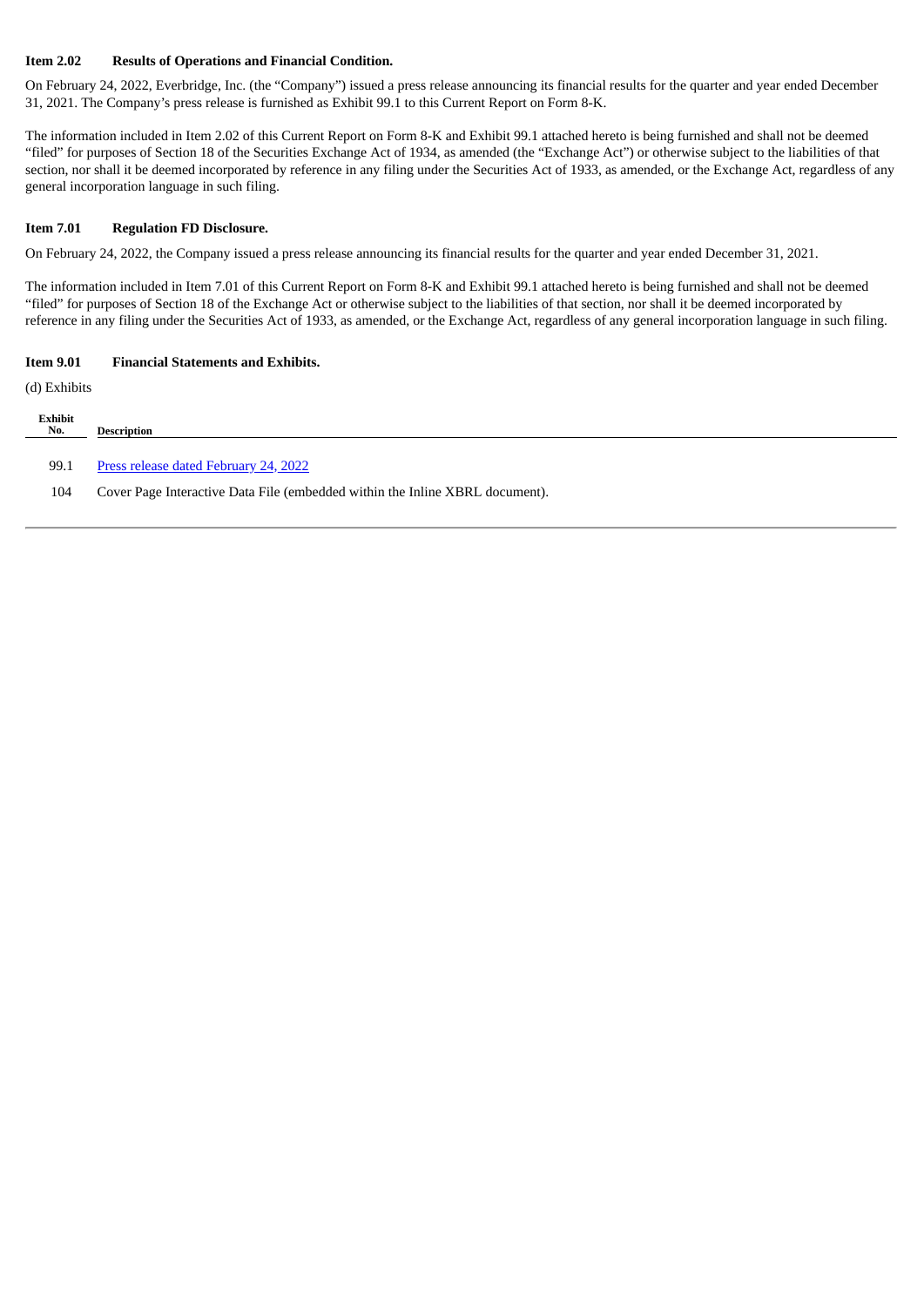**Item 2.02 Results of Operations and Financial Condition.**

On February 24, 2022, Everbridge, Inc. (the "Company") issued a press release announcing its financial results for the quarter and year ended December 31, 2021. The Company's press release is furnished as Exhibit 99.1 to this Current Report on Form 8-K.

The information included in Item 2.02 of this Current Report on Form 8-K and Exhibit 99.1 attached hereto is being furnished and shall not be deemed "filed" for purposes of Section 18 of the Securities Exchange Act of 1934, as amended (the "Exchange Act") or otherwise subject to the liabilities of that section, nor shall it be deemed incorporated by reference in any filing under the Securities Act of 1933, as amended, or the Exchange Act, regardless of any general incorporation language in such filing.

**Item 7.01 Regulation FD Disclosure.**

On February 24, 2022, the Company issued a press release announcing its financial results for the quarter and year ended December 31, 2021.

The information included in Item 7.01 of this Current Report on Form 8-K and Exhibit 99.1 attached hereto is being furnished and shall not be deemed "filed" for purposes of Section 18 of the Exchange Act or otherwise subject to the liabilities of that section, nor shall it be deemed incorporated by reference in any filing under the Securities Act of 1933, as amended, or the Exchange Act, regardless of any general incorporation language in such filing.

**Item 9.01 Financial Statements and Exhibits.**

(d) Exhibits

| Exhibit No. | Description |
|---|---|
| 99.1 | Press release dated February 24, 2022 |
| 104 | Cover Page Interactive Data File (embedded within the Inline XBRL document). |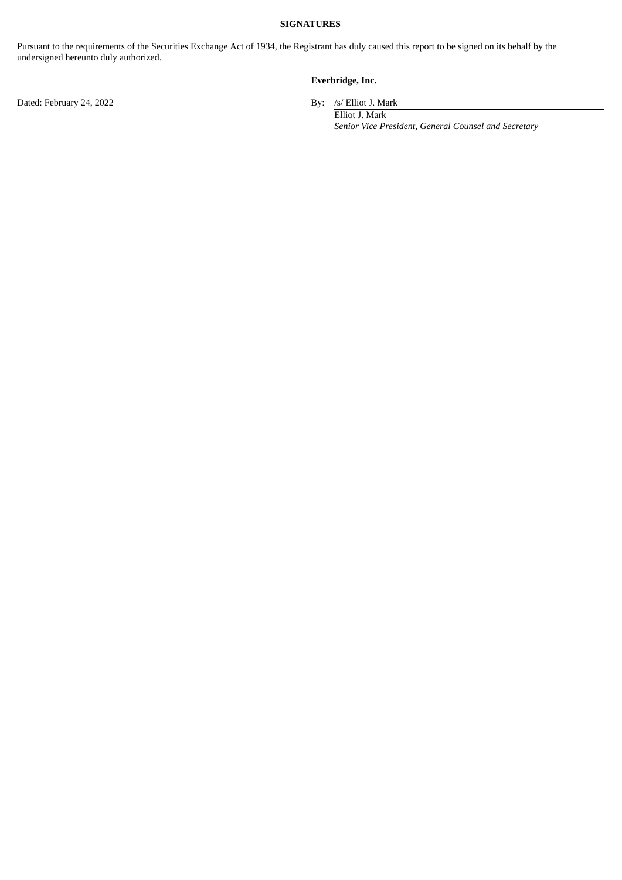**SIGNATURES**

Pursuant to the requirements of the Securities Exchange Act of 1934, the Registrant has duly caused this report to be signed on its behalf by the undersigned hereunto duly authorized.

**Everbridge, Inc.**

Dated: February 24, 2022

By: /s/ Elliot J. Mark

Elliot J. Mark

*Senior Vice President, General Counsel and Secretary*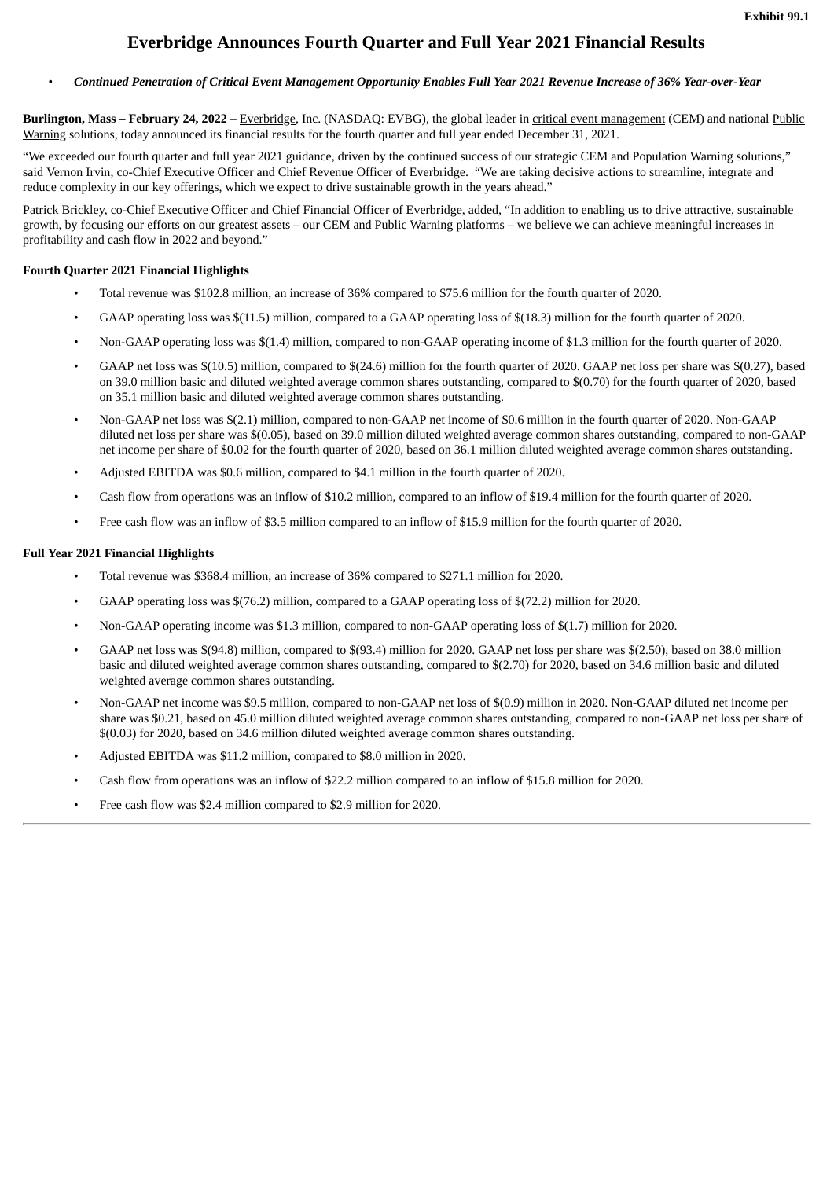**Exhibit 99.1**

# Everbridge Announces Fourth Quarter and Full Year 2021 Financial Results

- ***Continued Penetration of Critical Event Management Opportunity Enables Full Year 2021 Revenue Increase of 36% Year-over-Year***

**Burlington, Mass – February 24, 2022** – Everbridge, Inc. (NASDAQ: EVBG), the global leader in critical event management (CEM) and national Public Warning solutions, today announced its financial results for the fourth quarter and full year ended December 31, 2021.

"We exceeded our fourth quarter and full year 2021 guidance, driven by the continued success of our strategic CEM and Population Warning solutions," said Vernon Irvin, co-Chief Executive Officer and Chief Revenue Officer of Everbridge. "We are taking decisive actions to streamline, integrate and reduce complexity in our key offerings, which we expect to drive sustainable growth in the years ahead."

Patrick Brickley, co-Chief Executive Officer and Chief Financial Officer of Everbridge, added, "In addition to enabling us to drive attractive, sustainable growth, by focusing our efforts on our greatest assets – our CEM and Public Warning platforms – we believe we can achieve meaningful increases in profitability and cash flow in 2022 and beyond."

**Fourth Quarter 2021 Financial Highlights**

- Total revenue was $102.8 million, an increase of 36% compared to $75.6 million for the fourth quarter of 2020.
- GAAP operating loss was $(11.5) million, compared to a GAAP operating loss of $(18.3) million for the fourth quarter of 2020.
- Non-GAAP operating loss was $(1.4) million, compared to non-GAAP operating income of $1.3 million for the fourth quarter of 2020.
- GAAP net loss was $(10.5) million, compared to $(24.6) million for the fourth quarter of 2020. GAAP net loss per share was $(0.27), based on 39.0 million basic and diluted weighted average common shares outstanding, compared to $(0.70) for the fourth quarter of 2020, based on 35.1 million basic and diluted weighted average common shares outstanding.
- Non-GAAP net loss was $(2.1) million, compared to non-GAAP net income of $0.6 million in the fourth quarter of 2020. Non-GAAP diluted net loss per share was $(0.05), based on 39.0 million diluted weighted average common shares outstanding, compared to non-GAAP net income per share of $0.02 for the fourth quarter of 2020, based on 36.1 million diluted weighted average common shares outstanding.
- Adjusted EBITDA was $0.6 million, compared to $4.1 million in the fourth quarter of 2020.
- Cash flow from operations was an inflow of $10.2 million, compared to an inflow of $19.4 million for the fourth quarter of 2020.
- Free cash flow was an inflow of $3.5 million compared to an inflow of $15.9 million for the fourth quarter of 2020.

**Full Year 2021 Financial Highlights**

- Total revenue was $368.4 million, an increase of 36% compared to $271.1 million for 2020.
- GAAP operating loss was $(76.2) million, compared to a GAAP operating loss of $(72.2) million for 2020.
- Non-GAAP operating income was $1.3 million, compared to non-GAAP operating loss of $(1.7) million for 2020.
- GAAP net loss was $(94.8) million, compared to $(93.4) million for 2020. GAAP net loss per share was $(2.50), based on 38.0 million basic and diluted weighted average common shares outstanding, compared to $(2.70) for 2020, based on 34.6 million basic and diluted weighted average common shares outstanding.
- Non-GAAP net income was $9.5 million, compared to non-GAAP net loss of $(0.9) million in 2020. Non-GAAP diluted net income per share was $0.21, based on 45.0 million diluted weighted average common shares outstanding, compared to non-GAAP net loss per share of $(0.03) for 2020, based on 34.6 million diluted weighted average common shares outstanding.
- Adjusted EBITDA was $11.2 million, compared to $8.0 million in 2020.
- Cash flow from operations was an inflow of $22.2 million compared to an inflow of $15.8 million for 2020.
- Free cash flow was $2.4 million compared to $2.9 million for 2020.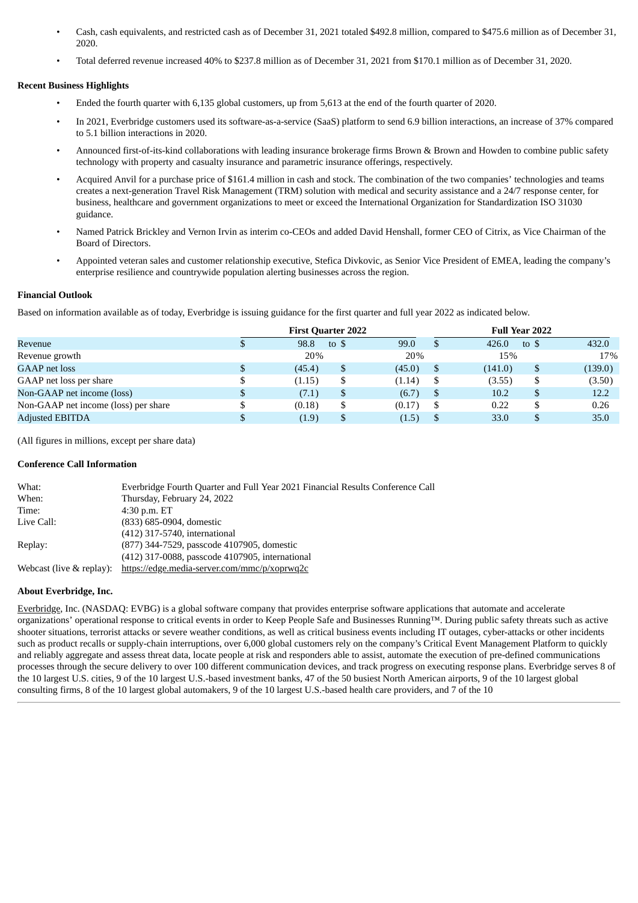- Cash, cash equivalents, and restricted cash as of December 31, 2021 totaled $492.8 million, compared to $475.6 million as of December 31, 2020.
- Total deferred revenue increased 40% to $237.8 million as of December 31, 2021 from $170.1 million as of December 31, 2020.

**Recent Business Highlights**

- Ended the fourth quarter with 6,135 global customers, up from 5,613 at the end of the fourth quarter of 2020.
- In 2021, Everbridge customers used its software-as-a-service (SaaS) platform to send 6.9 billion interactions, an increase of 37% compared to 5.1 billion interactions in 2020.
- Announced first-of-its-kind collaborations with leading insurance brokerage firms Brown & Brown and Howden to combine public safety technology with property and casualty insurance and parametric insurance offerings, respectively.
- Acquired Anvil for a purchase price of $161.4 million in cash and stock. The combination of the two companies' technologies and teams creates a next-generation Travel Risk Management (TRM) solution with medical and security assistance and a 24/7 response center, for business, healthcare and government organizations to meet or exceed the International Organization for Standardization ISO 31030 guidance.
- Named Patrick Brickley and Vernon Irvin as interim co-CEOs and added David Henshall, former CEO of Citrix, as Vice Chairman of the Board of Directors.
- Appointed veteran sales and customer relationship executive, Stefica Divkovic, as Senior Vice President of EMEA, leading the company's enterprise resilience and countrywide population alerting businesses across the region.

**Financial Outlook**

Based on information available as of today, Everbridge is issuing guidance for the first quarter and full year 2022 as indicated below.

| | First Quarter 2022 | | Full Year 2022 | |
|---|---|---|---|---|
| Revenue | $ 98.8 | to $ 99.0 | $ 426.0 | to $ 432.0 |
| Revenue growth | 20% | 20% | 15% | 17% |
| GAAP net loss | $ (45.4) | $ (45.0) | $ (141.0) | $ (139.0) |
| GAAP net loss per share | $ (1.15) | $ (1.14) | $ (3.55) | $ (3.50) |
| Non-GAAP net income (loss) | $ (7.1) | $ (6.7) | $ 10.2 | $ 12.2 |
| Non-GAAP net income (loss) per share | $ (0.18) | $ (0.17) | $ 0.22 | $ 0.26 |
| Adjusted EBITDA | $ (1.9) | $ (1.5) | $ 33.0 | $ 35.0 |

(All figures in millions, except per share data)

**Conference Call Information**

| | |
|---|---|
| What: | Everbridge Fourth Quarter and Full Year 2021 Financial Results Conference Call |
| When: | Thursday, February 24, 2022 |
| Time: | 4:30 p.m. ET |
| Live Call: | (833) 685-0904, domestic<br>(412) 317-5740, international |
| Replay: | (877) 344-7529, passcode 4107905, domestic<br>(412) 317-0088, passcode 4107905, international |
| Webcast (live & replay): | https://edge.media-server.com/mmc/p/xoprwq2c |

**About Everbridge, Inc.**

Everbridge, Inc. (NASDAQ: EVBG) is a global software company that provides enterprise software applications that automate and accelerate organizations' operational response to critical events in order to Keep People Safe and Businesses Running™. During public safety threats such as active shooter situations, terrorist attacks or severe weather conditions, as well as critical business events including IT outages, cyber-attacks or other incidents such as product recalls or supply-chain interruptions, over 6,000 global customers rely on the company's Critical Event Management Platform to quickly and reliably aggregate and assess threat data, locate people at risk and responders able to assist, automate the execution of pre-defined communications processes through the secure delivery to over 100 different communication devices, and track progress on executing response plans. Everbridge serves 8 of the 10 largest U.S. cities, 9 of the 10 largest U.S.-based investment banks, 47 of the 50 busiest North American airports, 9 of the 10 largest global consulting firms, 8 of the 10 largest global automakers, 9 of the 10 largest U.S.-based health care providers, and 7 of the 10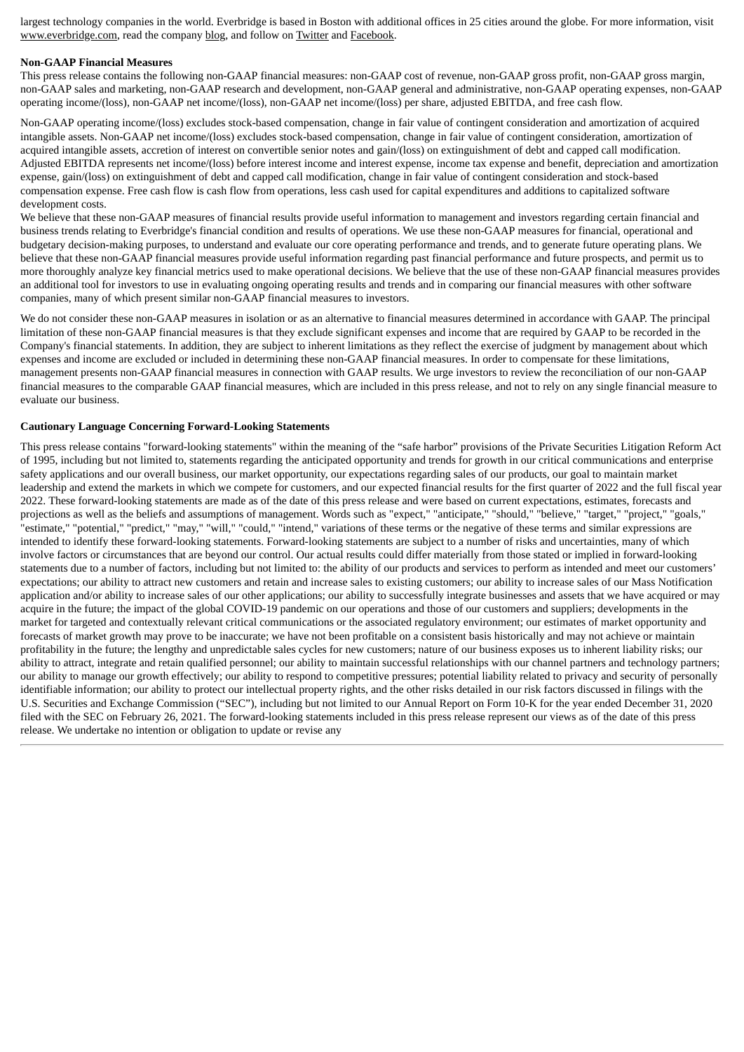largest technology companies in the world. Everbridge is based in Boston with additional offices in 25 cities around the globe. For more information, visit www.everbridge.com, read the company blog, and follow on Twitter and Facebook.

**Non-GAAP Financial Measures**

This press release contains the following non-GAAP financial measures: non-GAAP cost of revenue, non-GAAP gross profit, non-GAAP gross margin, non-GAAP sales and marketing, non-GAAP research and development, non-GAAP general and administrative, non-GAAP operating expenses, non-GAAP operating income/(loss), non-GAAP net income/(loss), non-GAAP net income/(loss) per share, adjusted EBITDA, and free cash flow.

Non-GAAP operating income/(loss) excludes stock-based compensation, change in fair value of contingent consideration and amortization of acquired intangible assets. Non-GAAP net income/(loss) excludes stock-based compensation, change in fair value of contingent consideration, amortization of acquired intangible assets, accretion of interest on convertible senior notes and gain/(loss) on extinguishment of debt and capped call modification. Adjusted EBITDA represents net income/(loss) before interest income and interest expense, income tax expense and benefit, depreciation and amortization expense, gain/(loss) on extinguishment of debt and capped call modification, change in fair value of contingent consideration and stock-based compensation expense. Free cash flow is cash flow from operations, less cash used for capital expenditures and additions to capitalized software development costs.

We believe that these non-GAAP measures of financial results provide useful information to management and investors regarding certain financial and business trends relating to Everbridge's financial condition and results of operations. We use these non-GAAP measures for financial, operational and budgetary decision-making purposes, to understand and evaluate our core operating performance and trends, and to generate future operating plans. We believe that these non-GAAP financial measures provide useful information regarding past financial performance and future prospects, and permit us to more thoroughly analyze key financial metrics used to make operational decisions. We believe that the use of these non-GAAP financial measures provides an additional tool for investors to use in evaluating ongoing operating results and trends and in comparing our financial measures with other software companies, many of which present similar non-GAAP financial measures to investors.

We do not consider these non-GAAP measures in isolation or as an alternative to financial measures determined in accordance with GAAP. The principal limitation of these non-GAAP financial measures is that they exclude significant expenses and income that are required by GAAP to be recorded in the Company's financial statements. In addition, they are subject to inherent limitations as they reflect the exercise of judgment by management about which expenses and income are excluded or included in determining these non-GAAP financial measures. In order to compensate for these limitations, management presents non-GAAP financial measures in connection with GAAP results. We urge investors to review the reconciliation of our non-GAAP financial measures to the comparable GAAP financial measures, which are included in this press release, and not to rely on any single financial measure to evaluate our business.

**Cautionary Language Concerning Forward-Looking Statements**

This press release contains "forward-looking statements" within the meaning of the "safe harbor" provisions of the Private Securities Litigation Reform Act of 1995, including but not limited to, statements regarding the anticipated opportunity and trends for growth in our critical communications and enterprise safety applications and our overall business, our market opportunity, our expectations regarding sales of our products, our goal to maintain market leadership and extend the markets in which we compete for customers, and our expected financial results for the first quarter of 2022 and the full fiscal year 2022. These forward-looking statements are made as of the date of this press release and were based on current expectations, estimates, forecasts and projections as well as the beliefs and assumptions of management. Words such as "expect," "anticipate," "should," "believe," "target," "project," "goals," "estimate," "potential," "predict," "may," "will," "could," "intend," variations of these terms or the negative of these terms and similar expressions are intended to identify these forward-looking statements. Forward-looking statements are subject to a number of risks and uncertainties, many of which involve factors or circumstances that are beyond our control. Our actual results could differ materially from those stated or implied in forward-looking statements due to a number of factors, including but not limited to: the ability of our products and services to perform as intended and meet our customers' expectations; our ability to attract new customers and retain and increase sales to existing customers; our ability to increase sales of our Mass Notification application and/or ability to increase sales of our other applications; our ability to successfully integrate businesses and assets that we have acquired or may acquire in the future; the impact of the global COVID-19 pandemic on our operations and those of our customers and suppliers; developments in the market for targeted and contextually relevant critical communications or the associated regulatory environment; our estimates of market opportunity and forecasts of market growth may prove to be inaccurate; we have not been profitable on a consistent basis historically and may not achieve or maintain profitability in the future; the lengthy and unpredictable sales cycles for new customers; nature of our business exposes us to inherent liability risks; our ability to attract, integrate and retain qualified personnel; our ability to maintain successful relationships with our channel partners and technology partners; our ability to manage our growth effectively; our ability to respond to competitive pressures; potential liability related to privacy and security of personally identifiable information; our ability to protect our intellectual property rights, and the other risks detailed in our risk factors discussed in filings with the U.S. Securities and Exchange Commission ("SEC"), including but not limited to our Annual Report on Form 10-K for the year ended December 31, 2020 filed with the SEC on February 26, 2021. The forward-looking statements included in this press release represent our views as of the date of this press release. We undertake no intention or obligation to update or revise any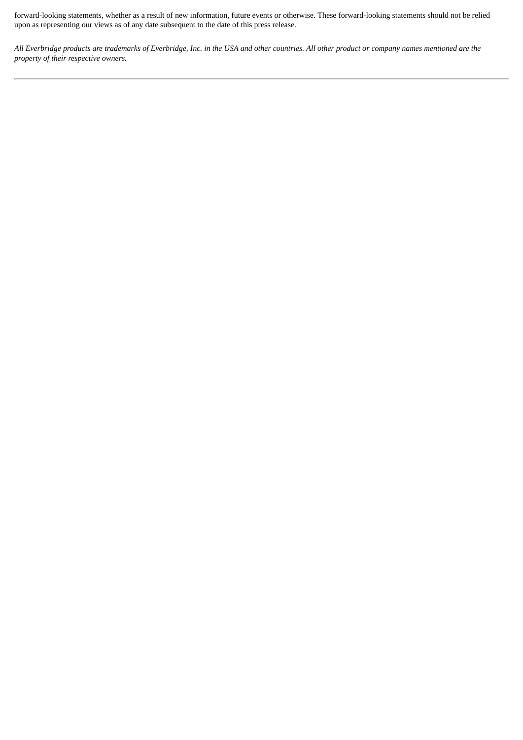forward-looking statements, whether as a result of new information, future events or otherwise. These forward-looking statements should not be relied upon as representing our views as of any date subsequent to the date of this press release.

*All Everbridge products are trademarks of Everbridge, Inc. in the USA and other countries. All other product or company names mentioned are the property of their respective owners.*

---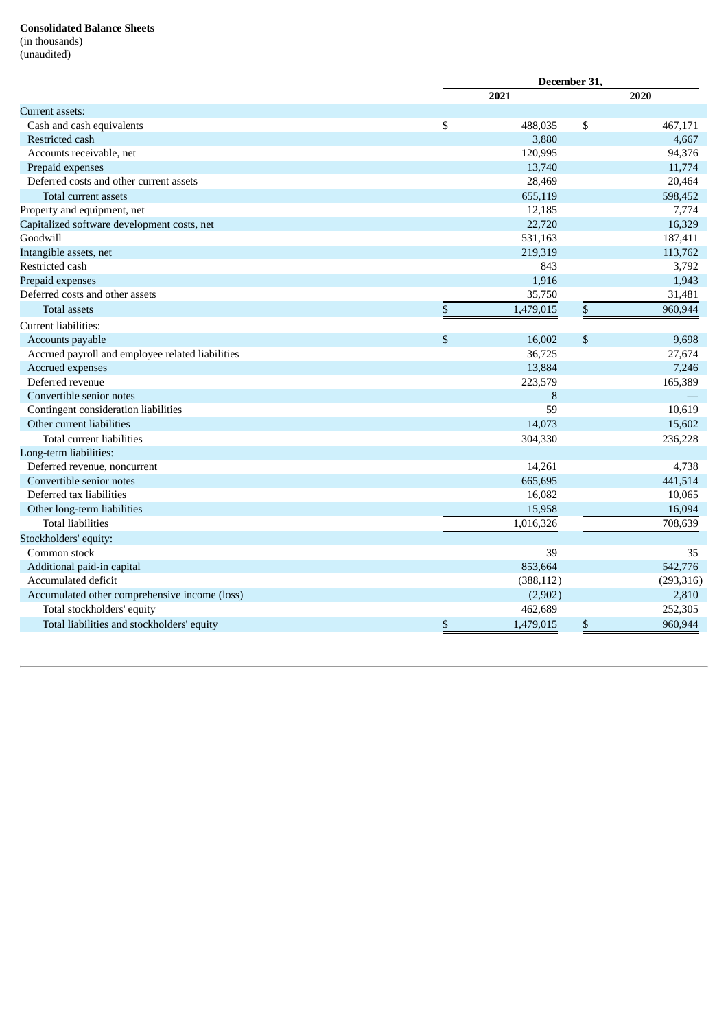**Consolidated Balance Sheets**
(in thousands)
(unaudited)

| | December 31, | |
|---|---|---|
| | 2021 | 2020 |
| Current assets: | | |
| Cash and cash equivalents | $ 488,035 | $ 467,171 |
| Restricted cash | 3,880 | 4,667 |
| Accounts receivable, net | 120,995 | 94,376 |
| Prepaid expenses | 13,740 | 11,774 |
| Deferred costs and other current assets | 28,469 | 20,464 |
| Total current assets | 655,119 | 598,452 |
| Property and equipment, net | 12,185 | 7,774 |
| Capitalized software development costs, net | 22,720 | 16,329 |
| Goodwill | 531,163 | 187,411 |
| Intangible assets, net | 219,319 | 113,762 |
| Restricted cash | 843 | 3,792 |
| Prepaid expenses | 1,916 | 1,943 |
| Deferred costs and other assets | 35,750 | 31,481 |
| Total assets | $ 1,479,015 | $ 960,944 |
| Current liabilities: | | |
| Accounts payable | $ 16,002 | $ 9,698 |
| Accrued payroll and employee related liabilities | 36,725 | 27,674 |
| Accrued expenses | 13,884 | 7,246 |
| Deferred revenue | 223,579 | 165,389 |
| Convertible senior notes | 8 | — |
| Contingent consideration liabilities | 59 | 10,619 |
| Other current liabilities | 14,073 | 15,602 |
| Total current liabilities | 304,330 | 236,228 |
| Long-term liabilities: | | |
| Deferred revenue, noncurrent | 14,261 | 4,738 |
| Convertible senior notes | 665,695 | 441,514 |
| Deferred tax liabilities | 16,082 | 10,065 |
| Other long-term liabilities | 15,958 | 16,094 |
| Total liabilities | 1,016,326 | 708,639 |
| Stockholders' equity: | | |
| Common stock | 39 | 35 |
| Additional paid-in capital | 853,664 | 542,776 |
| Accumulated deficit | (388,112) | (293,316) |
| Accumulated other comprehensive income (loss) | (2,902) | 2,810 |
| Total stockholders' equity | 462,689 | 252,305 |
| Total liabilities and stockholders' equity | $ 1,479,015 | $ 960,944 |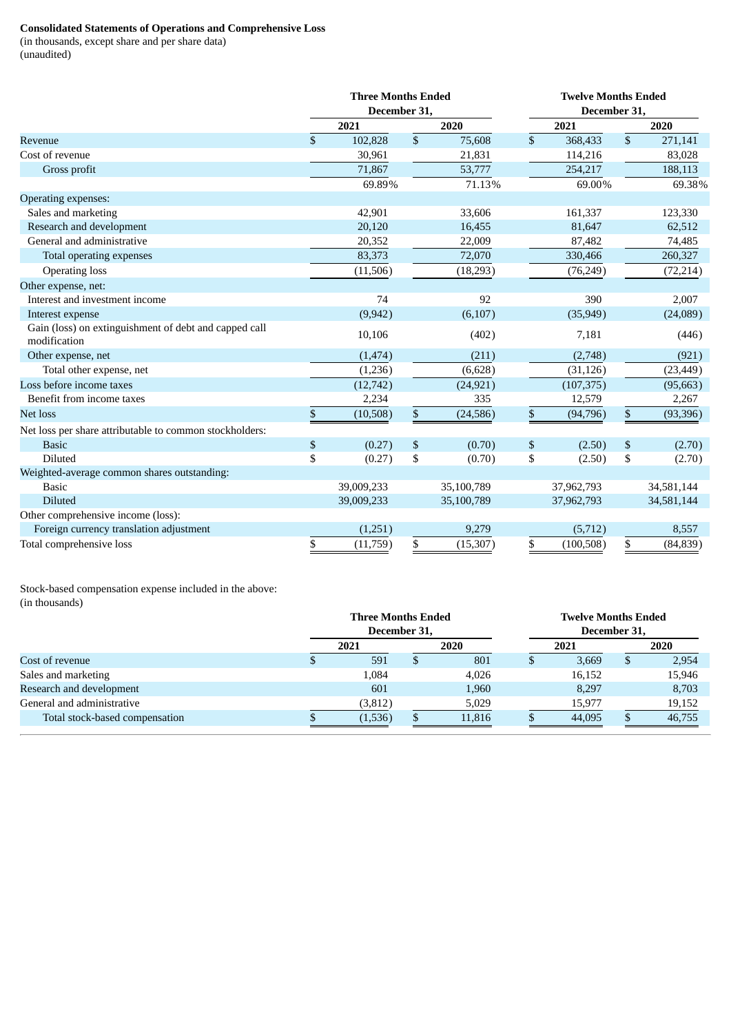**Consolidated Statements of Operations and Comprehensive Loss**
(in thousands, except share and per share data)
(unaudited)

| | Three Months Ended December 31, | | Twelve Months Ended December 31, | |
|---|---|---|---|---|
| | 2021 | 2020 | 2021 | 2020 |
| Revenue | $ 102,828 | $ 75,608 | $ 368,433 | $ 271,141 |
| Cost of revenue | 30,961 | 21,831 | 114,216 | 83,028 |
| Gross profit | 71,867 | 53,777 | 254,217 | 188,113 |
| | 69.89% | 71.13% | 69.00% | 69.38% |
| Operating expenses: | | | | |
| Sales and marketing | 42,901 | 33,606 | 161,337 | 123,330 |
| Research and development | 20,120 | 16,455 | 81,647 | 62,512 |
| General and administrative | 20,352 | 22,009 | 87,482 | 74,485 |
| Total operating expenses | 83,373 | 72,070 | 330,466 | 260,327 |
| Operating loss | (11,506) | (18,293) | (76,249) | (72,214) |
| Other expense, net: | | | | |
| Interest and investment income | 74 | 92 | 390 | 2,007 |
| Interest expense | (9,942) | (6,107) | (35,949) | (24,089) |
| Gain (loss) on extinguishment of debt and capped call modification | 10,106 | (402) | 7,181 | (446) |
| Other expense, net | (1,474) | (211) | (2,748) | (921) |
| Total other expense, net | (1,236) | (6,628) | (31,126) | (23,449) |
| Loss before income taxes | (12,742) | (24,921) | (107,375) | (95,663) |
| Benefit from income taxes | 2,234 | 335 | 12,579 | 2,267 |
| Net loss | $ (10,508) | $ (24,586) | $ (94,796) | $ (93,396) |
| Net loss per share attributable to common stockholders: | | | | |
| Basic | $ (0.27) | $ (0.70) | $ (2.50) | $ (2.70) |
| Diluted | $ (0.27) | $ (0.70) | $ (2.50) | $ (2.70) |
| Weighted-average common shares outstanding: | | | | |
| Basic | 39,009,233 | 35,100,789 | 37,962,793 | 34,581,144 |
| Diluted | 39,009,233 | 35,100,789 | 37,962,793 | 34,581,144 |
| Other comprehensive income (loss): | | | | |
| Foreign currency translation adjustment | (1,251) | 9,279 | (5,712) | 8,557 |
| Total comprehensive loss | $ (11,759) | $ (15,307) | $ (100,508) | $ (84,839) |

Stock-based compensation expense included in the above:
(in thousands)

| | Three Months Ended December 31, | | Twelve Months Ended December 31, | |
|---|---|---|---|---|
| | 2021 | 2020 | 2021 | 2020 |
| Cost of revenue | $ 591 | $ 801 | $ 3,669 | $ 2,954 |
| Sales and marketing | 1,084 | 4,026 | 16,152 | 15,946 |
| Research and development | 601 | 1,960 | 8,297 | 8,703 |
| General and administrative | (3,812) | 5,029 | 15,977 | 19,152 |
| Total stock-based compensation | $ (1,536) | $ 11,816 | $ 44,095 | $ 46,755 |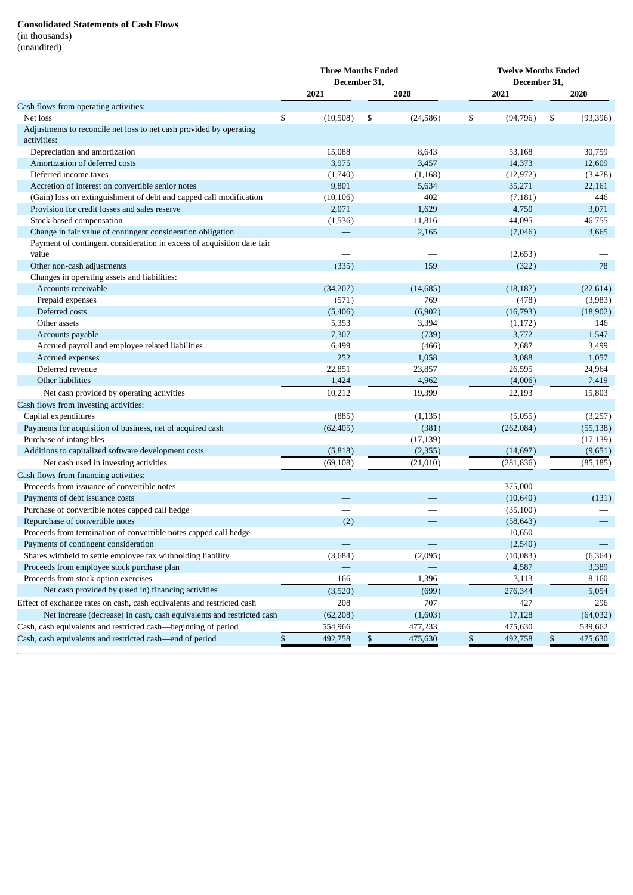**Consolidated Statements of Cash Flows**
(in thousands)
(unaudited)

| | Three Months Ended December 31, | | Twelve Months Ended December 31, | |
|---|---|---|---|---|
| | 2021 | 2020 | 2021 | 2020 |
| Cash flows from operating activities: | | | | |
| Net loss | $ (10,508) | $ (24,586) | $ (94,796) | $ (93,396) |
| Adjustments to reconcile net loss to net cash provided by operating activities: | | | | |
| Depreciation and amortization | 15,088 | 8,643 | 53,168 | 30,759 |
| Amortization of deferred costs | 3,975 | 3,457 | 14,373 | 12,609 |
| Deferred income taxes | (1,740) | (1,168) | (12,972) | (3,478) |
| Accretion of interest on convertible senior notes | 9,801 | 5,634 | 35,271 | 22,161 |
| (Gain) loss on extinguishment of debt and capped call modification | (10,106) | 402 | (7,181) | 446 |
| Provision for credit losses and sales reserve | 2,071 | 1,629 | 4,750 | 3,071 |
| Stock-based compensation | (1,536) | 11,816 | 44,095 | 46,755 |
| Change in fair value of contingent consideration obligation | — | 2,165 | (7,046) | 3,665 |
| Payment of contingent consideration in excess of acquisition date fair value | — | — | (2,653) | — |
| Other non-cash adjustments | (335) | 159 | (322) | 78 |
| Changes in operating assets and liabilities: | | | | |
| Accounts receivable | (34,207) | (14,685) | (18,187) | (22,614) |
| Prepaid expenses | (571) | 769 | (478) | (3,983) |
| Deferred costs | (5,406) | (6,902) | (16,793) | (18,902) |
| Other assets | 5,353 | 3,394 | (1,172) | 146 |
| Accounts payable | 7,307 | (739) | 3,772 | 1,547 |
| Accrued payroll and employee related liabilities | 6,499 | (466) | 2,687 | 3,499 |
| Accrued expenses | 252 | 1,058 | 3,088 | 1,057 |
| Deferred revenue | 22,851 | 23,857 | 26,595 | 24,964 |
| Other liabilities | 1,424 | 4,962 | (4,006) | 7,419 |
| Net cash provided by operating activities | 10,212 | 19,399 | 22,193 | 15,803 |
| Cash flows from investing activities: | | | | |
| Capital expenditures | (885) | (1,135) | (5,055) | (3,257) |
| Payments for acquisition of business, net of acquired cash | (62,405) | (381) | (262,084) | (55,138) |
| Purchase of intangibles | — | (17,139) | — | (17,139) |
| Additions to capitalized software development costs | (5,818) | (2,355) | (14,697) | (9,651) |
| Net cash used in investing activities | (69,108) | (21,010) | (281,836) | (85,185) |
| Cash flows from financing activities: | | | | |
| Proceeds from issuance of convertible notes | — | — | 375,000 | — |
| Payments of debt issuance costs | — | — | (10,640) | (131) |
| Purchase of convertible notes capped call hedge | — | — | (35,100) | — |
| Repurchase of convertible notes | (2) | — | (58,643) | — |
| Proceeds from termination of convertible notes capped call hedge | — | — | 10,650 | — |
| Payments of contingent consideration | — | — | (2,540) | — |
| Shares withheld to settle employee tax withholding liability | (3,684) | (2,095) | (10,083) | (6,364) |
| Proceeds from employee stock purchase plan | — | — | 4,587 | 3,389 |
| Proceeds from stock option exercises | 166 | 1,396 | 3,113 | 8,160 |
| Net cash provided by (used in) financing activities | (3,520) | (699) | 276,344 | 5,054 |
| Effect of exchange rates on cash, cash equivalents and restricted cash | 208 | 707 | 427 | 296 |
| Net increase (decrease) in cash, cash equivalents and restricted cash | (62,208) | (1,603) | 17,128 | (64,032) |
| Cash, cash equivalents and restricted cash—beginning of period | 554,966 | 477,233 | 475,630 | 539,662 |
| Cash, cash equivalents and restricted cash—end of period | $ 492,758 | $ 475,630 | $ 492,758 | $ 475,630 |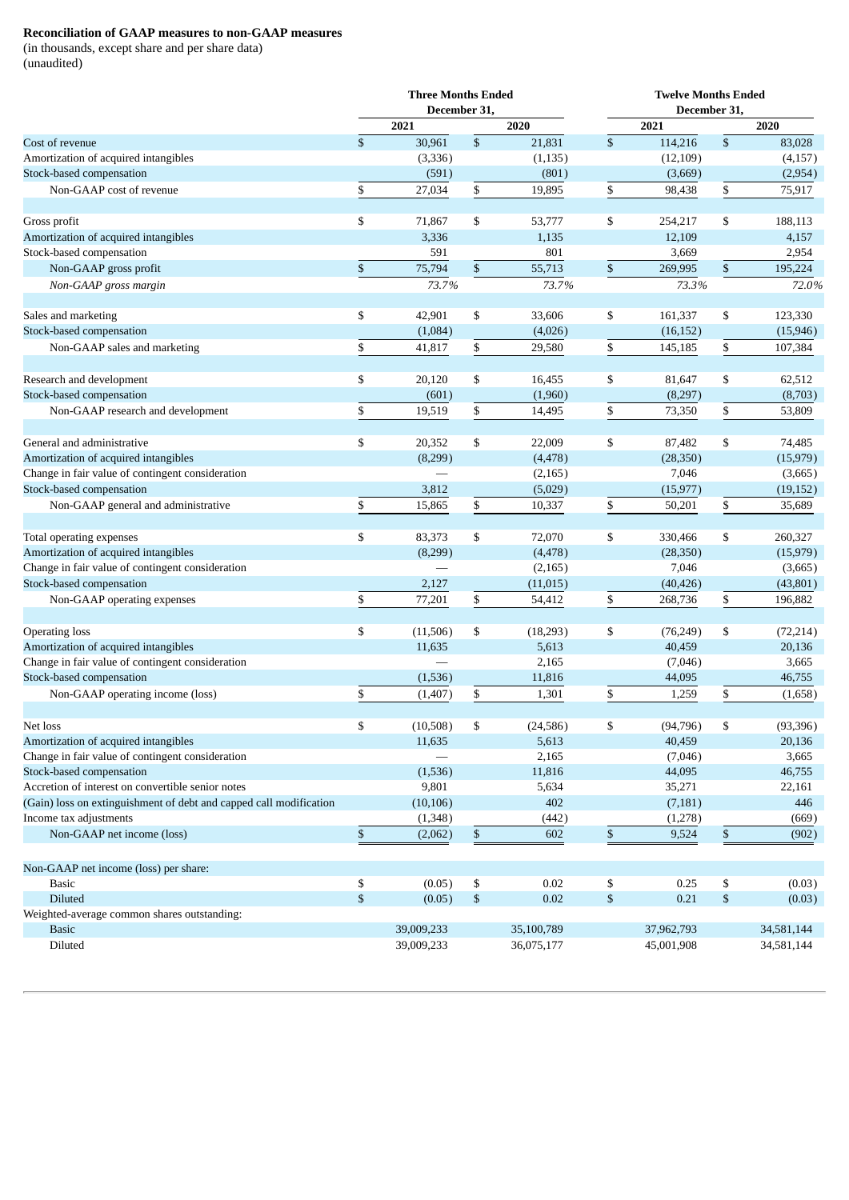**Reconciliation of GAAP measures to non-GAAP measures**
(in thousands, except share and per share data)
(unaudited)

| | Three Months Ended December 31, | | Twelve Months Ended December 31, | |
|---|---|---|---|---|
| | 2021 | 2020 | 2021 | 2020 |
| Cost of revenue | $ 30,961 | $ 21,831 | $ 114,216 | $ 83,028 |
| Amortization of acquired intangibles | (3,336) | (1,135) | (12,109) | (4,157) |
| Stock-based compensation | (591) | (801) | (3,669) | (2,954) |
| Non-GAAP cost of revenue | $ 27,034 | $ 19,895 | $ 98,438 | $ 75,917 |
| | | | | |
| Gross profit | $ 71,867 | $ 53,777 | $ 254,217 | $ 188,113 |
| Amortization of acquired intangibles | 3,336 | 1,135 | 12,109 | 4,157 |
| Stock-based compensation | 591 | 801 | 3,669 | 2,954 |
| Non-GAAP gross profit | $ 75,794 | $ 55,713 | $ 269,995 | $ 195,224 |
| *Non-GAAP gross margin* | *73.7%* | *73.7%* | *73.3%* | *72.0%* |
| | | | | |
| Sales and marketing | $ 42,901 | $ 33,606 | $ 161,337 | $ 123,330 |
| Stock-based compensation | (1,084) | (4,026) | (16,152) | (15,946) |
| Non-GAAP sales and marketing | $ 41,817 | $ 29,580 | $ 145,185 | $ 107,384 |
| | | | | |
| Research and development | $ 20,120 | $ 16,455 | $ 81,647 | $ 62,512 |
| Stock-based compensation | (601) | (1,960) | (8,297) | (8,703) |
| Non-GAAP research and development | $ 19,519 | $ 14,495 | $ 73,350 | $ 53,809 |
| | | | | |
| General and administrative | $ 20,352 | $ 22,009 | $ 87,482 | $ 74,485 |
| Amortization of acquired intangibles | (8,299) | (4,478) | (28,350) | (15,979) |
| Change in fair value of contingent consideration | — | (2,165) | 7,046 | (3,665) |
| Stock-based compensation | 3,812 | (5,029) | (15,977) | (19,152) |
| Non-GAAP general and administrative | $ 15,865 | $ 10,337 | $ 50,201 | $ 35,689 |
| | | | | |
| Total operating expenses | $ 83,373 | $ 72,070 | $ 330,466 | $ 260,327 |
| Amortization of acquired intangibles | (8,299) | (4,478) | (28,350) | (15,979) |
| Change in fair value of contingent consideration | — | (2,165) | 7,046 | (3,665) |
| Stock-based compensation | 2,127 | (11,015) | (40,426) | (43,801) |
| Non-GAAP operating expenses | $ 77,201 | $ 54,412 | $ 268,736 | $ 196,882 |
| | | | | |
| Operating loss | $ (11,506) | $ (18,293) | $ (76,249) | $ (72,214) |
| Amortization of acquired intangibles | 11,635 | 5,613 | 40,459 | 20,136 |
| Change in fair value of contingent consideration | — | 2,165 | (7,046) | 3,665 |
| Stock-based compensation | (1,536) | 11,816 | 44,095 | 46,755 |
| Non-GAAP operating income (loss) | $ (1,407) | $ 1,301 | $ 1,259 | $ (1,658) |
| | | | | |
| Net loss | $ (10,508) | $ (24,586) | $ (94,796) | $ (93,396) |
| Amortization of acquired intangibles | 11,635 | 5,613 | 40,459 | 20,136 |
| Change in fair value of contingent consideration | — | 2,165 | (7,046) | 3,665 |
| Stock-based compensation | (1,536) | 11,816 | 44,095 | 46,755 |
| Accretion of interest on convertible senior notes | 9,801 | 5,634 | 35,271 | 22,161 |
| (Gain) loss on extinguishment of debt and capped call modification | (10,106) | 402 | (7,181) | 446 |
| Income tax adjustments | (1,348) | (442) | (1,278) | (669) |
| Non-GAAP net income (loss) | $ (2,062) | $ 602 | $ 9,524 | $ (902) |
| | | | | |
| Non-GAAP net income (loss) per share: | | | | |
| Basic | $ (0.05) | $ 0.02 | $ 0.25 | $ (0.03) |
| Diluted | $ (0.05) | $ 0.02 | $ 0.21 | $ (0.03) |
| Weighted-average common shares outstanding: | | | | |
| Basic | 39,009,233 | 35,100,789 | 37,962,793 | 34,581,144 |
| Diluted | 39,009,233 | 36,075,177 | 45,001,908 | 34,581,144 |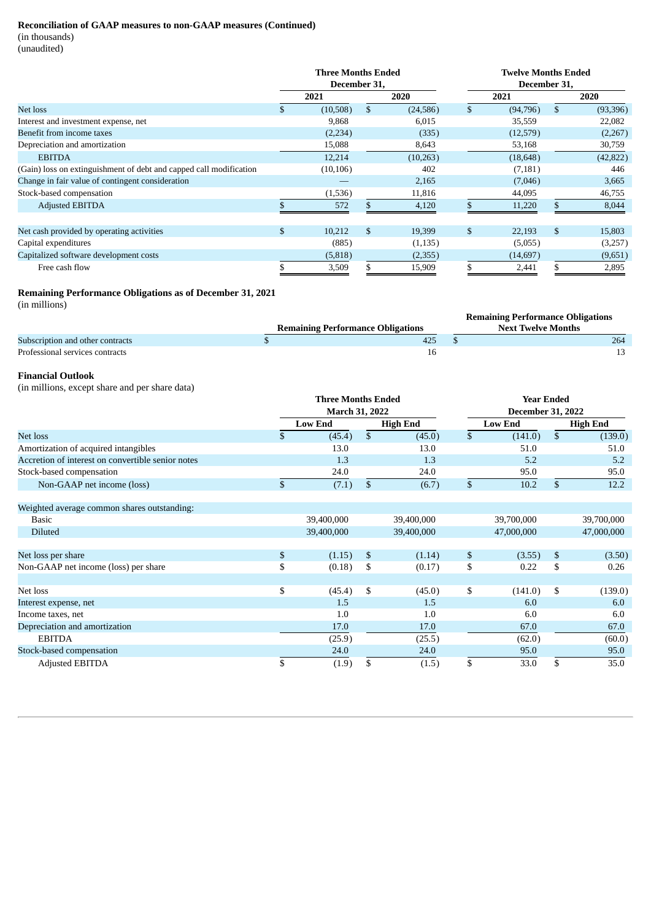**Reconciliation of GAAP measures to non-GAAP measures (Continued)**
(in thousands)
(unaudited)

| | Three Months Ended December 31, | | Twelve Months Ended December 31, | |
|---|---|---|---|---|
| | 2021 | 2020 | 2021 | 2020 |
| Net loss | $ (10,508) | $ (24,586) | $ (94,796) | $ (93,396) |
| Interest and investment expense, net | 9,868 | 6,015 | 35,559 | 22,082 |
| Benefit from income taxes | (2,234) | (335) | (12,579) | (2,267) |
| Depreciation and amortization | 15,088 | 8,643 | 53,168 | 30,759 |
| EBITDA | 12,214 | (10,263) | (18,648) | (42,822) |
| (Gain) loss on extinguishment of debt and capped call modification | (10,106) | 402 | (7,181) | 446 |
| Change in fair value of contingent consideration | — | 2,165 | (7,046) | 3,665 |
| Stock-based compensation | (1,536) | 11,816 | 44,095 | 46,755 |
| Adjusted EBITDA | $ 572 | $ 4,120 | $ 11,220 | $ 8,044 |
| | | | | |
| Net cash provided by operating activities | $ 10,212 | $ 19,399 | $ 22,193 | $ 15,803 |
| Capital expenditures | (885) | (1,135) | (5,055) | (3,257) |
| Capitalized software development costs | (5,818) | (2,355) | (14,697) | (9,651) |
| Free cash flow | $ 3,509 | $ 15,909 | $ 2,441 | $ 2,895 |

**Remaining Performance Obligations as of December 31, 2021**
(in millions)

| | Remaining Performance Obligations | Remaining Performance Obligations Next Twelve Months |
|---|---|---|
| Subscription and other contracts | $ 425 | $ 264 |
| Professional services contracts | 16 | 13 |

**Financial Outlook**
(in millions, except share and per share data)

| | Three Months Ended March 31, 2022 | | Year Ended December 31, 2022 | |
|---|---|---|---|---|
| | Low End | High End | Low End | High End |
| Net loss | $ (45.4) | $ (45.0) | $ (141.0) | $ (139.0) |
| Amortization of acquired intangibles | 13.0 | 13.0 | 51.0 | 51.0 |
| Accretion of interest on convertible senior notes | 1.3 | 1.3 | 5.2 | 5.2 |
| Stock-based compensation | 24.0 | 24.0 | 95.0 | 95.0 |
| Non-GAAP net income (loss) | $ (7.1) | $ (6.7) | $ 10.2 | $ 12.2 |
| | | | | |
| Weighted average common shares outstanding: | | | | |
| Basic | 39,400,000 | 39,400,000 | 39,700,000 | 39,700,000 |
| Diluted | 39,400,000 | 39,400,000 | 47,000,000 | 47,000,000 |
| | | | | |
| Net loss per share | $ (1.15) | $ (1.14) | $ (3.55) | $ (3.50) |
| Non-GAAP net income (loss) per share | $ (0.18) | $ (0.17) | $ 0.22 | $ 0.26 |
| | | | | |
| Net loss | $ (45.4) | $ (45.0) | $ (141.0) | $ (139.0) |
| Interest expense, net | 1.5 | 1.5 | 6.0 | 6.0 |
| Income taxes, net | 1.0 | 1.0 | 6.0 | 6.0 |
| Depreciation and amortization | 17.0 | 17.0 | 67.0 | 67.0 |
| EBITDA | (25.9) | (25.5) | (62.0) | (60.0) |
| Stock-based compensation | 24.0 | 24.0 | 95.0 | 95.0 |
| Adjusted EBITDA | $ (1.9) | $ (1.5) | $ 33.0 | $ 35.0 |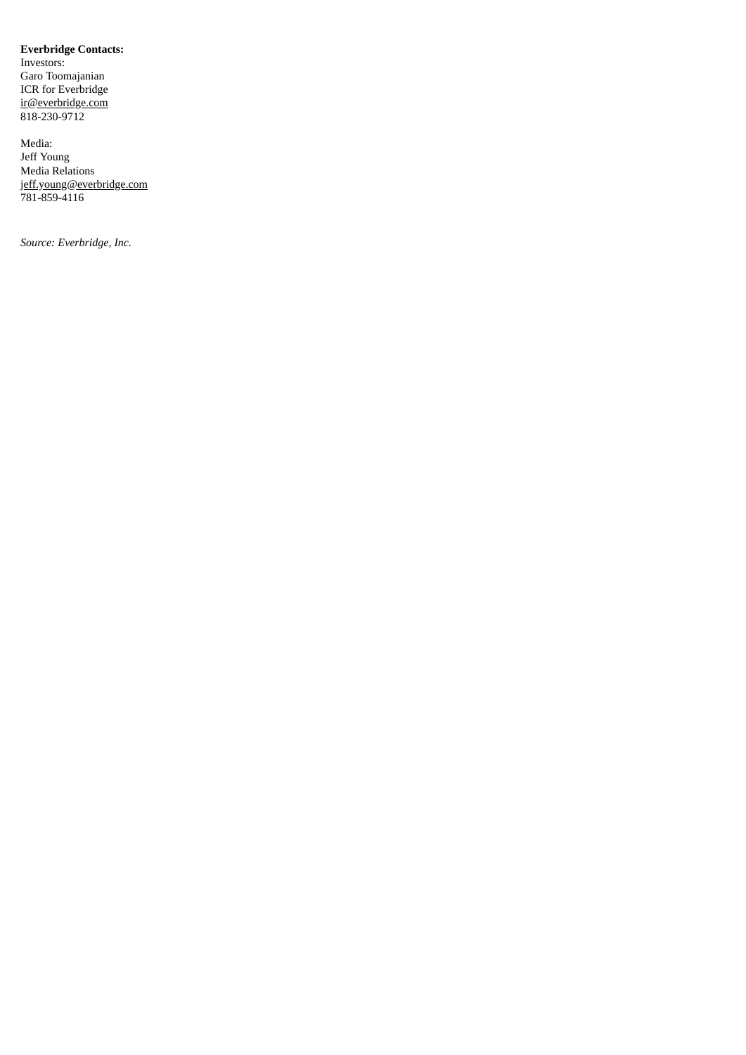**Everbridge Contacts:**
Investors:
Garo Toomajanian
ICR for Everbridge
ir@everbridge.com
818-230-9712

Media:
Jeff Young
Media Relations
jeff.young@everbridge.com
781-859-4116

*Source: Everbridge, Inc.*